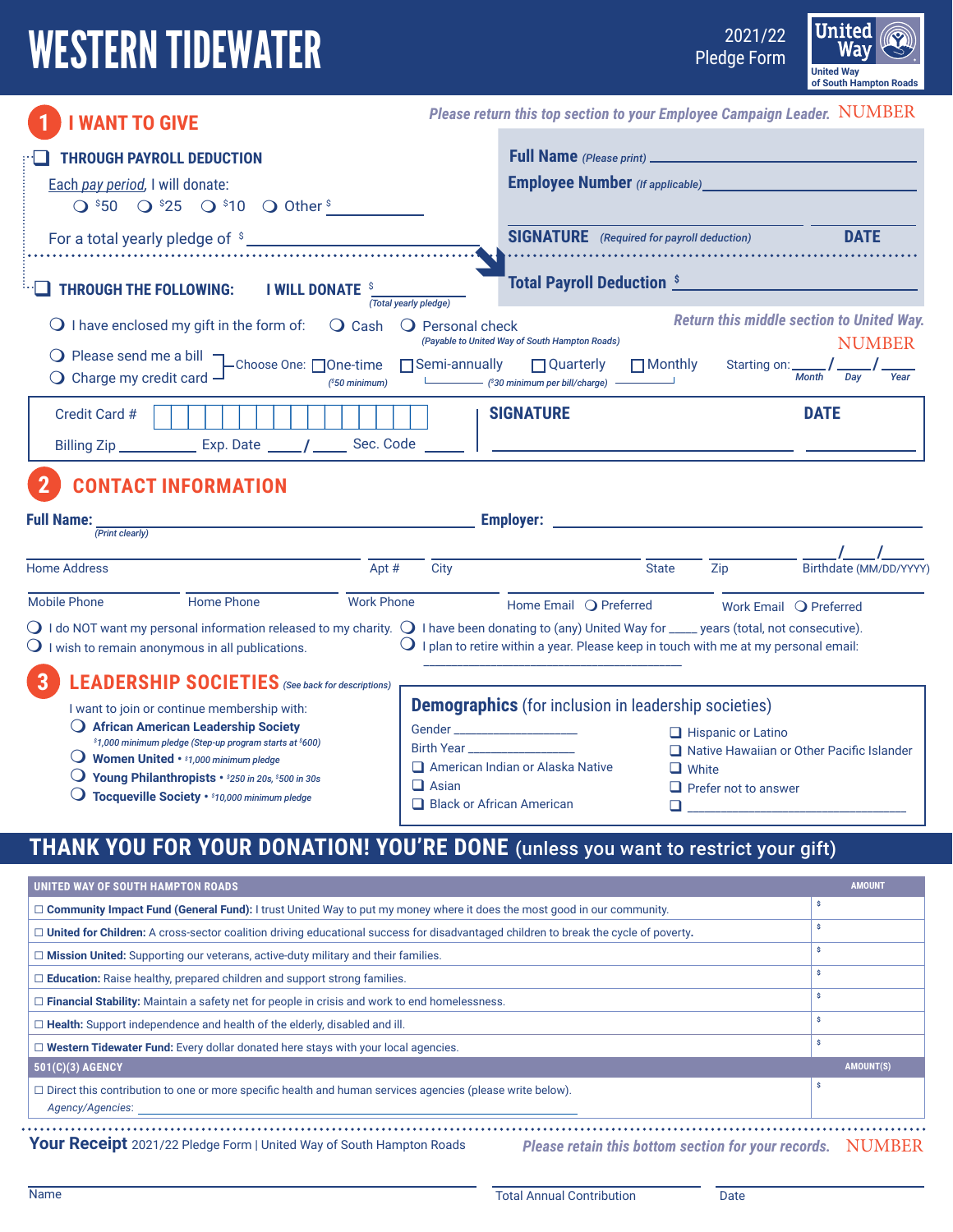# WESTERN TIDEWATER

2021/22 Pledge Form

United Way — United Way of South Hampton Roads

## 1 I WANT TO GIVE

*Please return this top section to your Employee Campaign Leader.* NUMBER

❑ **THROUGH PAYROLL DEDUCTION**

Each *pay period*, I will donate:

❍ $50 ❍ $25 ❍ $10 ❍ Other $ ____________

For a total yearly pledge of $ ____________

**Full Name** *(Please print)* ____________

**Employee Number** *(If applicable)* ____________

**SIGNATURE** *(Required for payroll deduction)* ____________ **DATE** ____________

**Total Payroll Deduction** $ ____________

❑ **THROUGH THE FOLLOWING:** **I WILL DONATE** $ ____________ *(Total yearly pledge)*

❍ I have enclosed my gift in the form of: ❍ Cash ❍ Personal check *(Payable to United Way of South Hampton Roads)*

*Return this middle section to United Way.* NUMBER

❍ Please send me a bill
❍ Charge my credit card

Choose One: ❑ One-time *($50 minimum)* ❑ Semi-annually ❑ Quarterly ❑ Monthly *($30 minimum per bill/charge)*

Starting on: ____/____/____ (Month / Day / Year)

Credit Card # ____________

Billing Zip ____________ Exp. Date ____/____ Sec. Code ____

**SIGNATURE** ____________ **DATE** ____________

## 2 CONTACT INFORMATION

**Full Name:** ____________ *(Print clearly)* **Employer:** ____________

Home Address ____________ Apt # ____ City ____________ State ____ Zip ____ Birthdate (MM/DD/YYYY) ____/____/____

Mobile Phone ____________ Home Phone ____________ Work Phone ____________ Home Email ❍ Preferred ____________ Work Email ❍ Preferred ____________

❍ I do NOT want my personal information released to my charity.
❍ I wish to remain anonymous in all publications.
❍ I have been donating to (any) United Way for ____ years (total, not consecutive).
❍ I plan to retire within a year. Please keep in touch with me at my personal email: ____________

## 3 LEADERSHIP SOCIETIES *(See back for descriptions)*

I want to join or continue membership with:

❍ **African American Leadership Society** *$1,000 minimum pledge (Step-up program starts at $600)*
❍ **Women United** • *$1,000 minimum pledge*
❍ **Young Philanthropists** • *$250 in 20s, $500 in 30s*
❍ **Tocqueville Society** • *$10,000 minimum pledge*

**Demographics** (for inclusion in leadership societies)

Gender ____________
Birth Year ____________

❑ American Indian or Alaska Native
❑ Asian
❑ Black or African American
❑ Hispanic or Latino
❑ Native Hawaiian or Other Pacific Islander
❑ White
❑ Prefer not to answer
❑ ____________

## THANK YOU FOR YOUR DONATION! YOU'RE DONE (unless you want to restrict your gift)

| UNITED WAY OF SOUTH HAMPTON ROADS | AMOUNT |
|---|---|
| ☐ **Community Impact Fund (General Fund):** I trust United Way to put my money where it does the most good in our community. | $ |
| ☐ **United for Children:** A cross-sector coalition driving educational success for disadvantaged children to break the cycle of poverty. | $ |
| ☐ **Mission United:** Supporting our veterans, active-duty military and their families. | $ |
| ☐ **Education:** Raise healthy, prepared children and support strong families. | $ |
| ☐ **Financial Stability:** Maintain a safety net for people in crisis and work to end homelessness. | $ |
| ☐ **Health:** Support independence and health of the elderly, disabled and ill. | $ |
| ☐ **Western Tidewater Fund:** Every dollar donated here stays with your local agencies. | $ |
| **501(C)(3) AGENCY** | **AMOUNT(S)** |
| ☐ Direct this contribution to one or more specific health and human services agencies (please write below). *Agency/Agencies:* ____________ | $ |

**Your Receipt** 2021/22 Pledge Form | United Way of South Hampton Roads

*Please retain this bottom section for your records.* NUMBER

Name ____________ Total Annual Contribution ____________ Date ____________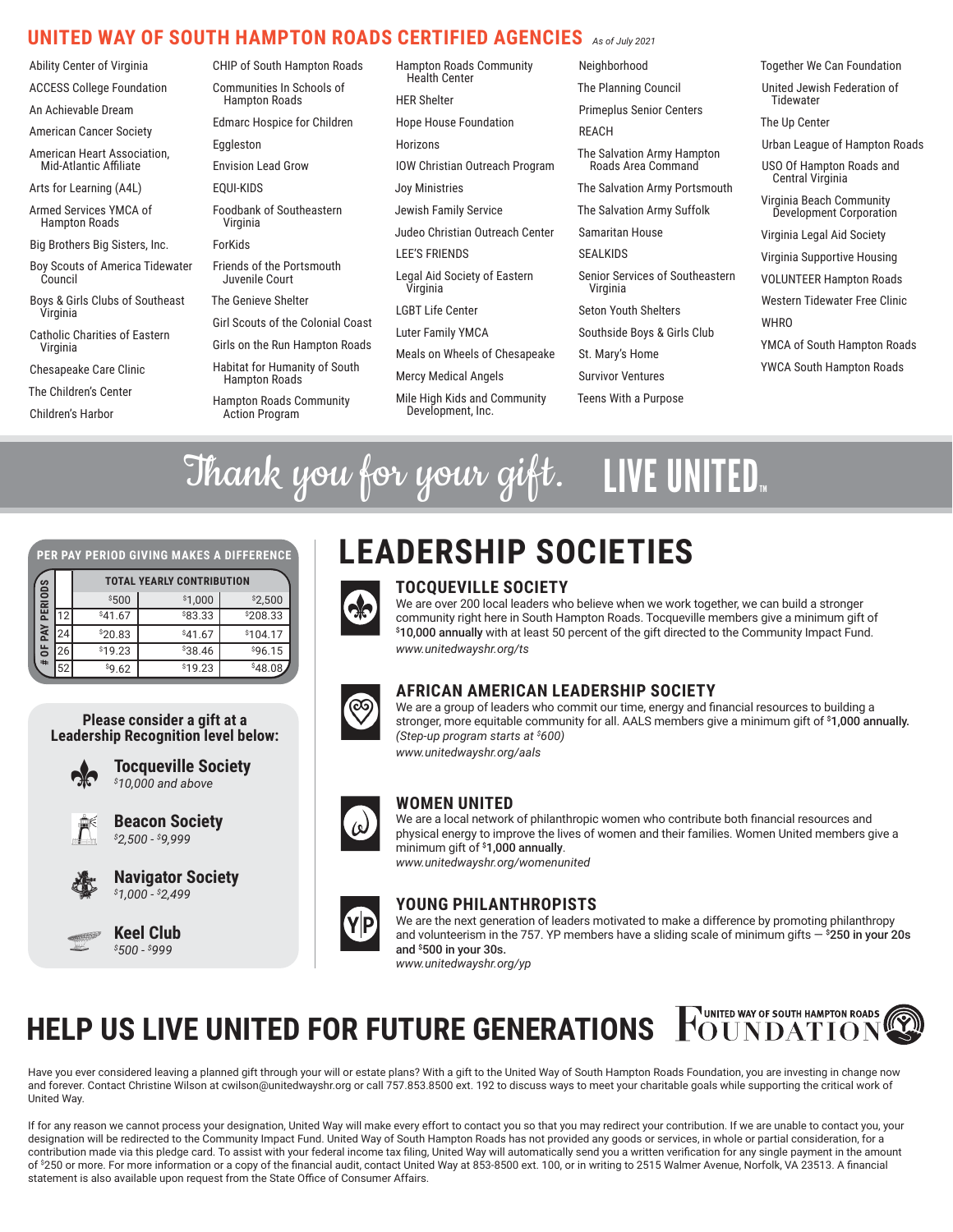## UNITED WAY OF SOUTH HAMPTON ROADS CERTIFIED AGENCIES *As of July 2021*

- Ability Center of Virginia
- ACCESS College Foundation
- An Achievable Dream
- American Cancer Society
- American Heart Association, Mid-Atlantic Affiliate
- Arts for Learning (A4L)
- Armed Services YMCA of Hampton Roads
- Big Brothers Big Sisters, Inc.
- Boy Scouts of America Tidewater Council
- Boys & Girls Clubs of Southeast Virginia
- Catholic Charities of Eastern Virginia
- Chesapeake Care Clinic
- The Children's Center
- Children's Harbor
- CHIP of South Hampton Roads
- Communities In Schools of Hampton Roads
- Edmarc Hospice for Children
- Eggleston
- Envision Lead Grow
- EQUI-KIDS
- Foodbank of Southeastern Virginia
- ForKids
- Friends of the Portsmouth Juvenile Court
- The Genieve Shelter
- Girl Scouts of the Colonial Coast
- Girls on the Run Hampton Roads
- Habitat for Humanity of South Hampton Roads
- Hampton Roads Community Action Program
- Hampton Roads Community Health Center
- HER Shelter
- Hope House Foundation
- Horizons
- IOW Christian Outreach Program
- Joy Ministries
- Jewish Family Service
- Judeo Christian Outreach Center
- LEE'S FRIENDS
- Legal Aid Society of Eastern Virginia
- LGBT Life Center
- Luter Family YMCA
- Meals on Wheels of Chesapeake
- Mercy Medical Angels
- Mile High Kids and Community Development, Inc.
- Neighborhood
- The Planning Council
- Primeplus Senior Centers
- REACH
- The Salvation Army Hampton Roads Area Command
- The Salvation Army Portsmouth
- The Salvation Army Suffolk
- Samaritan House
- SEALKIDS
- Senior Services of Southeastern Virginia
- Seton Youth Shelters
- Southside Boys & Girls Club
- St. Mary's Home
- Survivor Ventures
- Teens With a Purpose
- Together We Can Foundation
- United Jewish Federation of Tidewater
- The Up Center
- Urban League of Hampton Roads
- USO Of Hampton Roads and Central Virginia
- Virginia Beach Community Development Corporation
- Virginia Legal Aid Society
- Virginia Supportive Housing
- VOLUNTEER Hampton Roads
- Western Tidewater Free Clinic
- WHRO
- YMCA of South Hampton Roads
- YWCA South Hampton Roads

Thank you for your gift. LIVE UNITED.

### PER PAY PERIOD GIVING MAKES A DIFFERENCE

| # OF PAY PERIODS | TOTAL YEARLY CONTRIBUTION | | |
|---|---|---|---|
| | $500 | $1,000 | $2,500 |
| 12 | $41.67 | $83.33 | $208.33 |
| 24 | $20.83 | $41.67 | $104.17 |
| 26 | $19.23 | $38.46 | $96.15 |
| 52 | $9.62 | $19.23 | $48.08 |

**Please consider a gift at a Leadership Recognition level below:**

**Tocqueville Society**
*$10,000 and above*

**Beacon Society**
*$2,500 - $9,999*

**Navigator Society**
*$1,000 - $2,499*

**Keel Club**
*$500 - $999*

# LEADERSHIP SOCIETIES

### TOCQUEVILLE SOCIETY

We are over 200 local leaders who believe when we work together, we can build a stronger community right here in South Hampton Roads. Tocqueville members give a minimum gift of **$10,000 annually** with at least 50 percent of the gift directed to the Community Impact Fund.
*www.unitedwayshr.org/ts*

### AFRICAN AMERICAN LEADERSHIP SOCIETY

We are a group of leaders who commit our time, energy and financial resources to building a stronger, more equitable community for all. AALS members give a minimum gift of **$1,000 annually.** *(Step-up program starts at $600)*
*www.unitedwayshr.org/aals*

### WOMEN UNITED

We are a local network of philanthropic women who contribute both financial resources and physical energy to improve the lives of women and their families. Women United members give a minimum gift of **$1,000 annually**.
*www.unitedwayshr.org/womenunited*

### YOUNG PHILANTHROPISTS

We are the next generation of leaders motivated to make a difference by promoting philanthropy and volunteerism in the 757. YP members have a sliding scale of minimum gifts — **$250 in your 20s and $500 in your 30s.**
*www.unitedwayshr.org/yp*

# HELP US LIVE UNITED FOR FUTURE GENERATIONS

UNITED WAY OF SOUTH HAMPTON ROADS FOUNDATION

Have you ever considered leaving a planned gift through your will or estate plans? With a gift to the United Way of South Hampton Roads Foundation, you are investing in change now and forever. Contact Christine Wilson at cwilson@unitedwayshr.org or call 757.853.8500 ext. 192 to discuss ways to meet your charitable goals while supporting the critical work of United Way.

If for any reason we cannot process your designation, United Way will make every effort to contact you so that you may redirect your contribution. If we are unable to contact you, your designation will be redirected to the Community Impact Fund. United Way of South Hampton Roads has not provided any goods or services, in whole or partial consideration, for a contribution made via this pledge card. To assist with your federal income tax filing, United Way will automatically send you a written verification for any single payment in the amount of $250 or more. For more information or a copy of the financial audit, contact United Way at 853-8500 ext. 100, or in writing to 2515 Walmer Avenue, Norfolk, VA 23513. A financial statement is also available upon request from the State Office of Consumer Affairs.